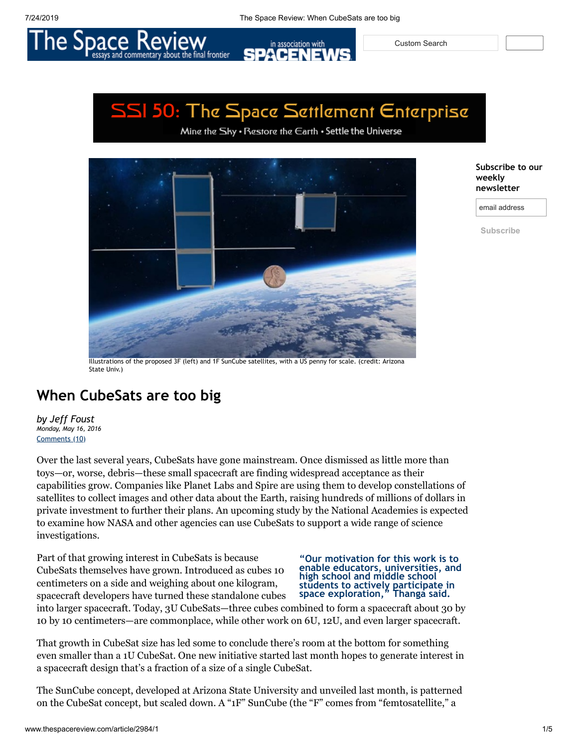Illustrations of the proposed 3F (left) and 1F SunCube satellites, with a US penny for scale. (credit: Arizona State Univ.)

# When CubeSats are too big

*by Jeff Foust*
*Monday, May 16, 2016*
Comments (10)

Over the last several years, CubeSats have gone mainstream. Once dismissed as little more than toys—or, worse, debris—these small spacecraft are finding widespread acceptance as their capabilities grow. Companies like Planet Labs and Spire are using them to develop constellations of satellites to collect images and other data about the Earth, raising hundreds of millions of dollars in private investment to further their plans. An upcoming study by the National Academies is expected to examine how NASA and other agencies can use CubeSats to support a wide range of science investigations.

> **"Our motivation for this work is to enable educators, universities, and high school and middle school students to actively participate in space exploration," Thanga said.**

Part of that growing interest in CubeSats is because CubeSats themselves have grown. Introduced as cubes 10 centimeters on a side and weighing about one kilogram, spacecraft developers have turned these standalone cubes into larger spacecraft. Today, 3U CubeSats—three cubes combined to form a spacecraft about 30 by 10 by 10 centimeters—are commonplace, while other work on 6U, 12U, and even larger spacecraft.

That growth in CubeSat size has led some to conclude there's room at the bottom for something even smaller than a 1U CubeSat. One new initiative started last month hopes to generate interest in a spacecraft design that's a fraction of a size of a single CubeSat.

The SunCube concept, developed at Arizona State University and unveiled last month, is patterned on the CubeSat concept, but scaled down. A "1F" SunCube (the "F" comes from "femtosatellite," a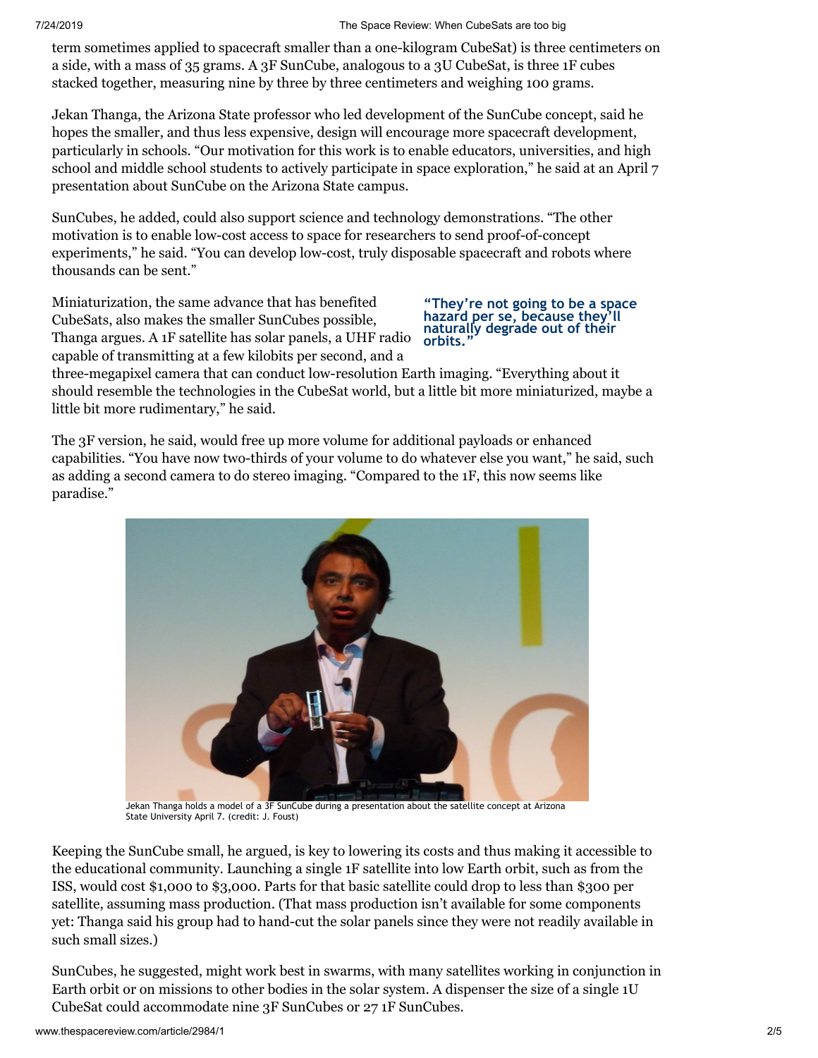term sometimes applied to spacecraft smaller than a one-kilogram CubeSat) is three centimeters on a side, with a mass of 35 grams. A 3F SunCube, analogous to a 3U CubeSat, is three 1F cubes stacked together, measuring nine by three by three centimeters and weighing 100 grams.

Jekan Thanga, the Arizona State professor who led development of the SunCube concept, said he hopes the smaller, and thus less expensive, design will encourage more spacecraft development, particularly in schools. "Our motivation for this work is to enable educators, universities, and high school and middle school students to actively participate in space exploration," he said at an April 7 presentation about SunCube on the Arizona State campus.

SunCubes, he added, could also support science and technology demonstrations. "The other motivation is to enable low-cost access to space for researchers to send proof-of-concept experiments," he said. "You can develop low-cost, truly disposable spacecraft and robots where thousands can be sent."

Miniaturization, the same advance that has benefited CubeSats, also makes the smaller SunCubes possible, Thanga argues. A 1F satellite has solar panels, a UHF radio capable of transmitting at a few kilobits per second, and a three-megapixel camera that can conduct low-resolution Earth imaging. "Everything about it should resemble the technologies in the CubeSat world, but a little bit more miniaturized, maybe a little bit more rudimentary," he said.

**"They're not going to be a space hazard per se, because they'll naturally degrade out of their orbits."**

The 3F version, he said, would free up more volume for additional payloads or enhanced capabilities. "You have now two-thirds of your volume to do whatever else you want," he said, such as adding a second camera to do stereo imaging. "Compared to the 1F, this now seems like paradise."

Jekan Thanga holds a model of a 3F SunCube during a presentation about the satellite concept at Arizona State University April 7. (credit: J. Foust)

Keeping the SunCube small, he argued, is key to lowering its costs and thus making it accessible to the educational community. Launching a single 1F satellite into low Earth orbit, such as from the ISS, would cost $1,000 to $3,000. Parts for that basic satellite could drop to less than $300 per satellite, assuming mass production. (That mass production isn't available for some components yet: Thanga said his group had to hand-cut the solar panels since they were not readily available in such small sizes.)

SunCubes, he suggested, might work best in swarms, with many satellites working in conjunction in Earth orbit or on missions to other bodies in the solar system. A dispenser the size of a single 1U CubeSat could accommodate nine 3F SunCubes or 27 1F SunCubes.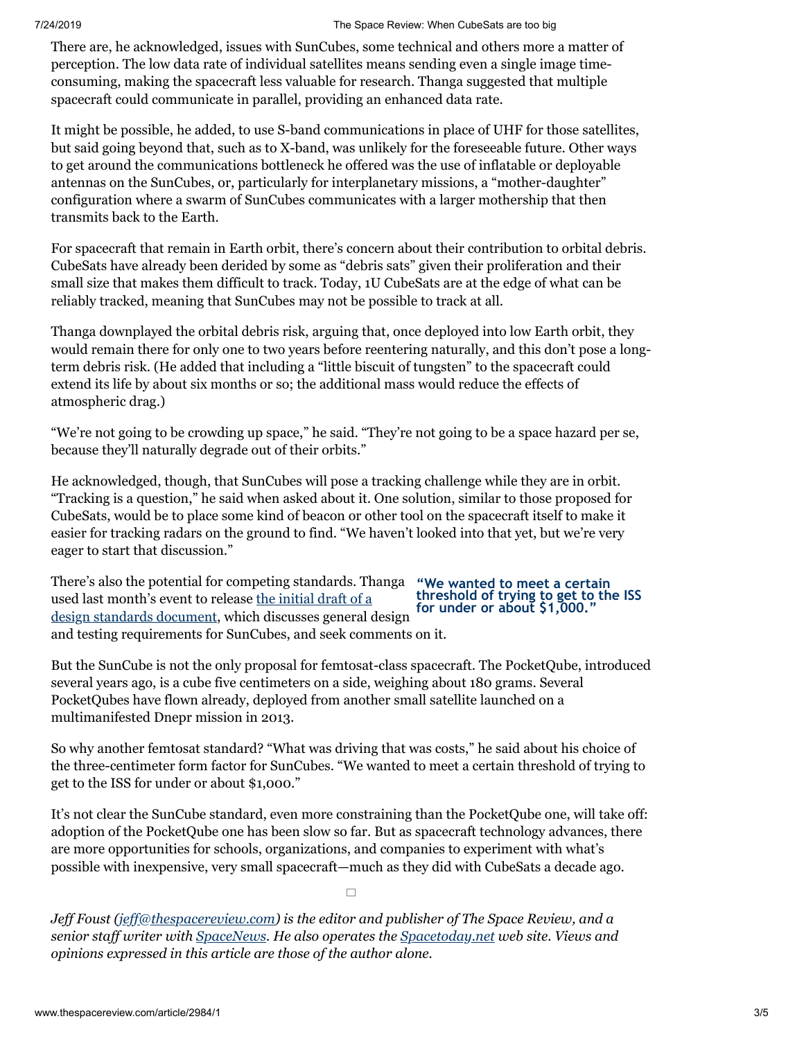There are, he acknowledged, issues with SunCubes, some technical and others more a matter of perception. The low data rate of individual satellites means sending even a single image time-consuming, making the spacecraft less valuable for research. Thanga suggested that multiple spacecraft could communicate in parallel, providing an enhanced data rate.

It might be possible, he added, to use S-band communications in place of UHF for those satellites, but said going beyond that, such as to X-band, was unlikely for the foreseeable future. Other ways to get around the communications bottleneck he offered was the use of inflatable or deployable antennas on the SunCubes, or, particularly for interplanetary missions, a "mother-daughter" configuration where a swarm of SunCubes communicates with a larger mothership that then transmits back to the Earth.

For spacecraft that remain in Earth orbit, there's concern about their contribution to orbital debris. CubeSats have already been derided by some as "debris sats" given their proliferation and their small size that makes them difficult to track. Today, 1U CubeSats are at the edge of what can be reliably tracked, meaning that SunCubes may not be possible to track at all.

Thanga downplayed the orbital debris risk, arguing that, once deployed into low Earth orbit, they would remain there for only one to two years before reentering naturally, and this don't pose a long-term debris risk. (He added that including a "little biscuit of tungsten" to the spacecraft could extend its life by about six months or so; the additional mass would reduce the effects of atmospheric drag.)

"We're not going to be crowding up space," he said. "They're not going to be a space hazard per se, because they'll naturally degrade out of their orbits."

He acknowledged, though, that SunCubes will pose a tracking challenge while they are in orbit. "Tracking is a question," he said when asked about it. One solution, similar to those proposed for CubeSats, would be to place some kind of beacon or other tool on the spacecraft itself to make it easier for tracking radars on the ground to find. "We haven't looked into that yet, but we're very eager to start that discussion."

There's also the potential for competing standards. Thanga used last month's event to release [the initial draft of a design standards document](), which discusses general design and testing requirements for SunCubes, and seek comments on it.

> **"We wanted to meet a certain threshold of trying to get to the ISS for under or about $1,000."**

But the SunCube is not the only proposal for femtosat-class spacecraft. The PocketQube, introduced several years ago, is a cube five centimeters on a side, weighing about 180 grams. Several PocketQubes have flown already, deployed from another small satellite launched on a multimanifested Dnepr mission in 2013.

So why another femtosat standard? "What was driving that was costs," he said about his choice of the three-centimeter form factor for SunCubes. "We wanted to meet a certain threshold of trying to get to the ISS for under or about $1,000."

It's not clear the SunCube standard, even more constraining than the PocketQube one, will take off: adoption of the PocketQube one has been slow so far. But as spacecraft technology advances, there are more opportunities for schools, organizations, and companies to experiment with what's possible with inexpensive, very small spacecraft—much as they did with CubeSats a decade ago.

*Jeff Foust (jeff@thespacereview.com) is the editor and publisher of The Space Review, and a senior staff writer with SpaceNews. He also operates the Spacetoday.net web site. Views and opinions expressed in this article are those of the author alone.*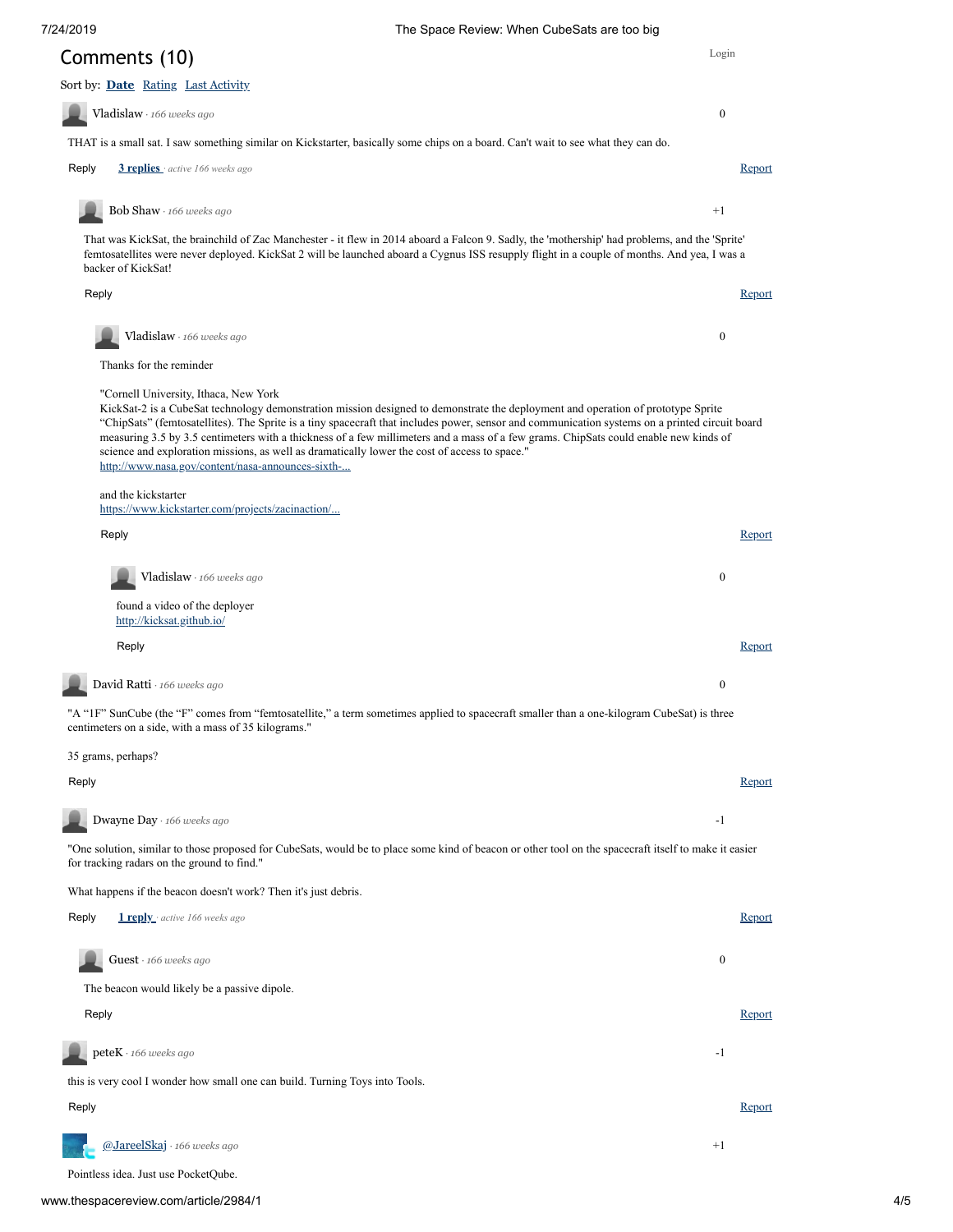## Comments (10)

Login

Sort by: **Date** Rating Last Activity

**Vladislaw** · *166 weeks ago* 0

THAT is a small sat. I saw something similar on Kickstarter, basically some chips on a board. Can't wait to see what they can do.

Reply **3 replies** · *active 166 weeks ago* Report

> **Bob Shaw** · *166 weeks ago* +1
>
> That was KickSat, the brainchild of Zac Manchester - it flew in 2014 aboard a Falcon 9. Sadly, the 'mothership' had problems, and the 'Sprite' femtosatellites were never deployed. KickSat 2 will be launched aboard a Cygnus ISS resupply flight in a couple of months. And yea, I was a backer of KickSat!
>
> Reply Report
>
> > **Vladislaw** · *166 weeks ago* 0
> >
> > Thanks for the reminder
> >
> > "Cornell University, Ithaca, New York
> > KickSat-2 is a CubeSat technology demonstration mission designed to demonstrate the deployment and operation of prototype Sprite "ChipSats" (femtosatellites). The Sprite is a tiny spacecraft that includes power, sensor and communication systems on a printed circuit board measuring 3.5 by 3.5 centimeters with a thickness of a few millimeters and a mass of a few grams. ChipSats could enable new kinds of science and exploration missions, as well as dramatically lower the cost of access to space."
> > http://www.nasa.gov/content/nasa-announces-sixth-...
> >
> > and the kickstarter
> > https://www.kickstarter.com/projects/zacinaction/...
> >
> > Reply Report
> >
> > > **Vladislaw** · *166 weeks ago* 0
> > >
> > > found a video of the deployer
> > > http://kicksat.github.io/
> > >
> > > Reply Report

**David Ratti** · *166 weeks ago* 0

"A "1F" SunCube (the "F" comes from "femtosatellite," a term sometimes applied to spacecraft smaller than a one-kilogram CubeSat) is three centimeters on a side, with a mass of 35 kilograms."

35 grams, perhaps?

Reply Report

**Dwayne Day** · *166 weeks ago* -1

"One solution, similar to those proposed for CubeSats, would be to place some kind of beacon or other tool on the spacecraft itself to make it easier for tracking radars on the ground to find."

What happens if the beacon doesn't work? Then it's just debris.

Reply **1 reply** · *active 166 weeks ago* Report

> **Guest** · *166 weeks ago* 0
>
> The beacon would likely be a passive dipole.
>
> Reply Report

**peteK** · *166 weeks ago* -1

this is very cool I wonder how small one can build. Turning Toys into Tools.

Reply Report

**@JareelSkaj** · *166 weeks ago* +1

Pointless idea. Just use PocketQube.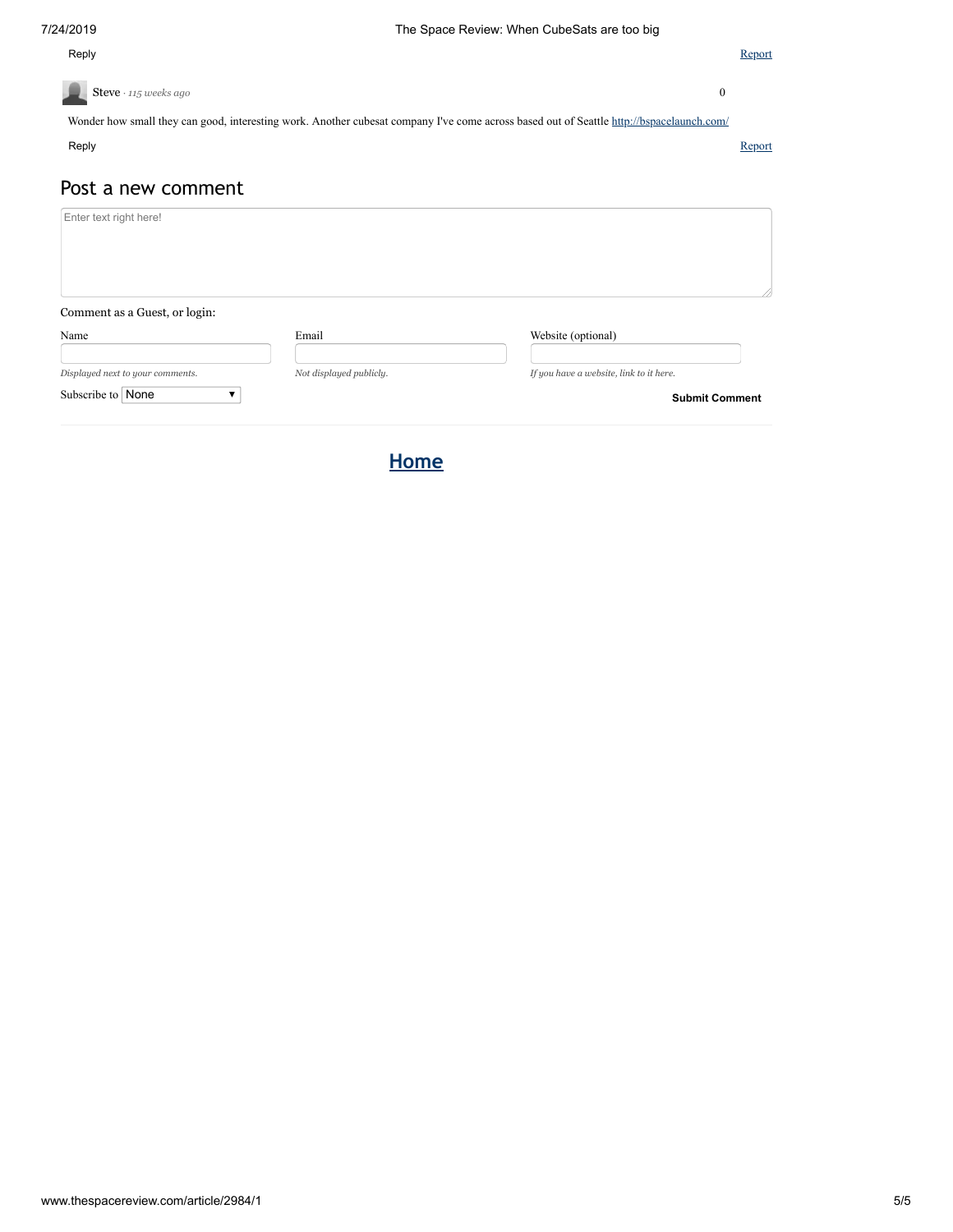Reply

Report

Steve · *115 weeks ago*

0

Wonder how small they can good, interesting work. Another cubesat company I've come across based out of Seattle http://bspacelaunch.com/

Reply

Report

## Post a new comment

Enter text right here!

Comment as a Guest, or login:

| Name | Email | Website (optional) |
| --- | --- | --- |
| *Displayed next to your comments.* | *Not displayed publicly.* | *If you have a website, link to it here.* |

Subscribe to None

**Submit Comment**

## Home